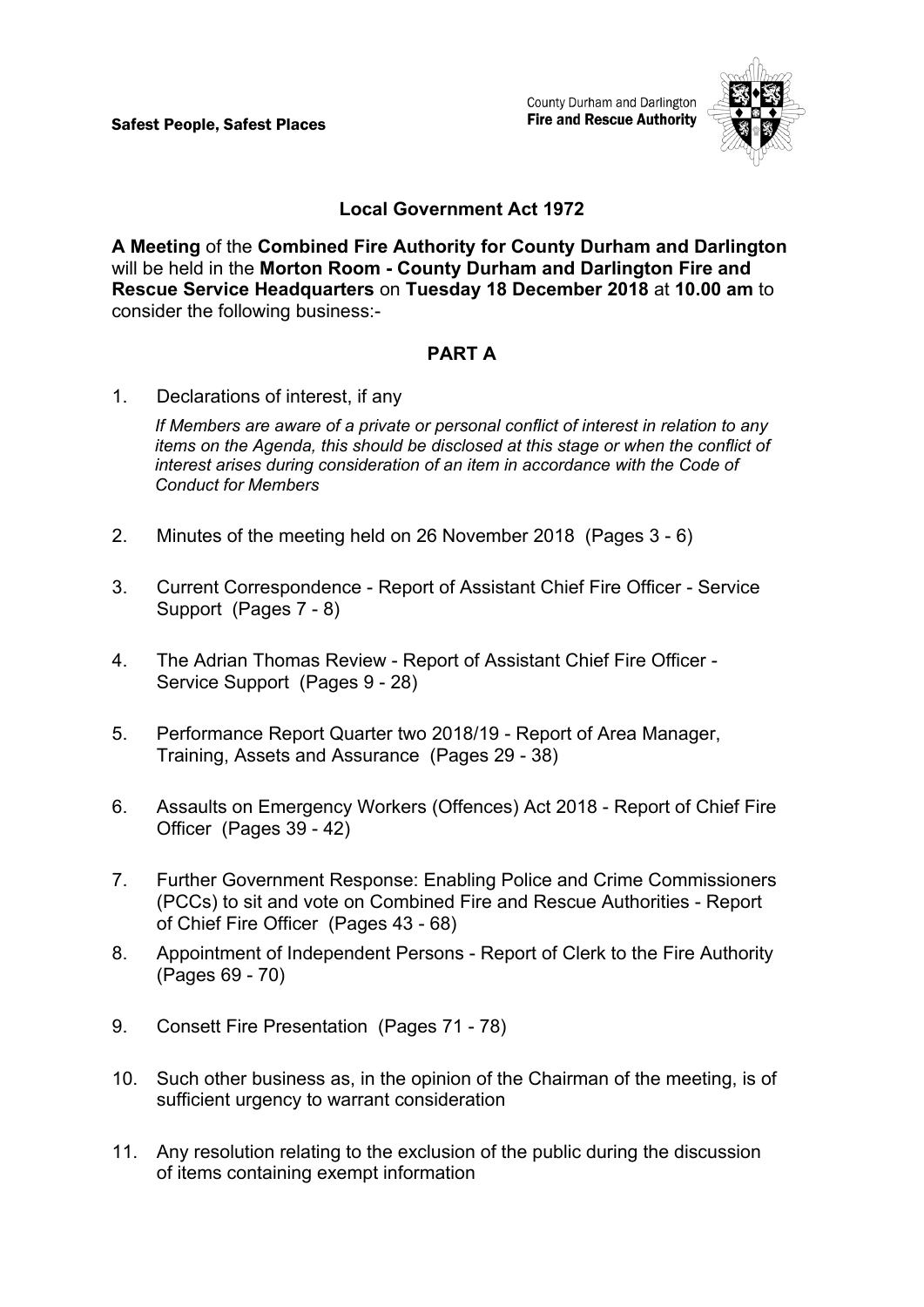**Safest People, Safest Places**

County Durham and Darlington
**Fire and Rescue Authority**

## Local Government Act 1972

**A Meeting** of the **Combined Fire Authority for County Durham and Darlington** will be held in the **Morton Room - County Durham and Darlington Fire and Rescue Service Headquarters** on **Tuesday 18 December 2018** at **10.00 am** to consider the following business:-

## PART A

1. Declarations of interest, if any

   *If Members are aware of a private or personal conflict of interest in relation to any items on the Agenda, this should be disclosed at this stage or when the conflict of interest arises during consideration of an item in accordance with the Code of Conduct for Members*

2. Minutes of the meeting held on 26 November 2018 (Pages 3 - 6)

3. Current Correspondence - Report of Assistant Chief Fire Officer - Service Support (Pages 7 - 8)

4. The Adrian Thomas Review - Report of Assistant Chief Fire Officer - Service Support (Pages 9 - 28)

5. Performance Report Quarter two 2018/19 - Report of Area Manager, Training, Assets and Assurance (Pages 29 - 38)

6. Assaults on Emergency Workers (Offences) Act 2018 - Report of Chief Fire Officer (Pages 39 - 42)

7. Further Government Response: Enabling Police and Crime Commissioners (PCCs) to sit and vote on Combined Fire and Rescue Authorities - Report of Chief Fire Officer (Pages 43 - 68)

8. Appointment of Independent Persons - Report of Clerk to the Fire Authority (Pages 69 - 70)

9. Consett Fire Presentation (Pages 71 - 78)

10. Such other business as, in the opinion of the Chairman of the meeting, is of sufficient urgency to warrant consideration

11. Any resolution relating to the exclusion of the public during the discussion of items containing exempt information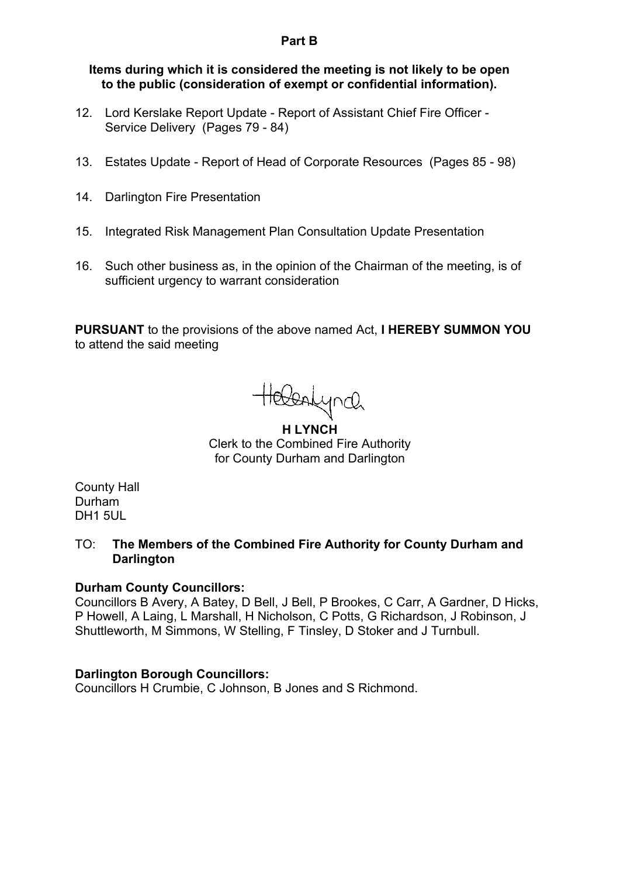## Part B

**Items during which it is considered the meeting is not likely to be open to the public (consideration of exempt or confidential information).**

12. Lord Kerslake Report Update - Report of Assistant Chief Fire Officer - Service Delivery (Pages 79 - 84)

13. Estates Update - Report of Head of Corporate Resources (Pages 85 - 98)

14. Darlington Fire Presentation

15. Integrated Risk Management Plan Consultation Update Presentation

16. Such other business as, in the opinion of the Chairman of the meeting, is of sufficient urgency to warrant consideration

**PURSUANT** to the provisions of the above named Act, **I HEREBY SUMMON YOU** to attend the said meeting

**H LYNCH**
Clerk to the Combined Fire Authority
for County Durham and Darlington

County Hall
Durham
DH1 5UL

TO: **The Members of the Combined Fire Authority for County Durham and Darlington**

**Durham County Councillors:**
Councillors B Avery, A Batey, D Bell, J Bell, P Brookes, C Carr, A Gardner, D Hicks, P Howell, A Laing, L Marshall, H Nicholson, C Potts, G Richardson, J Robinson, J Shuttleworth, M Simmons, W Stelling, F Tinsley, D Stoker and J Turnbull.

**Darlington Borough Councillors:**
Councillors H Crumbie, C Johnson, B Jones and S Richmond.